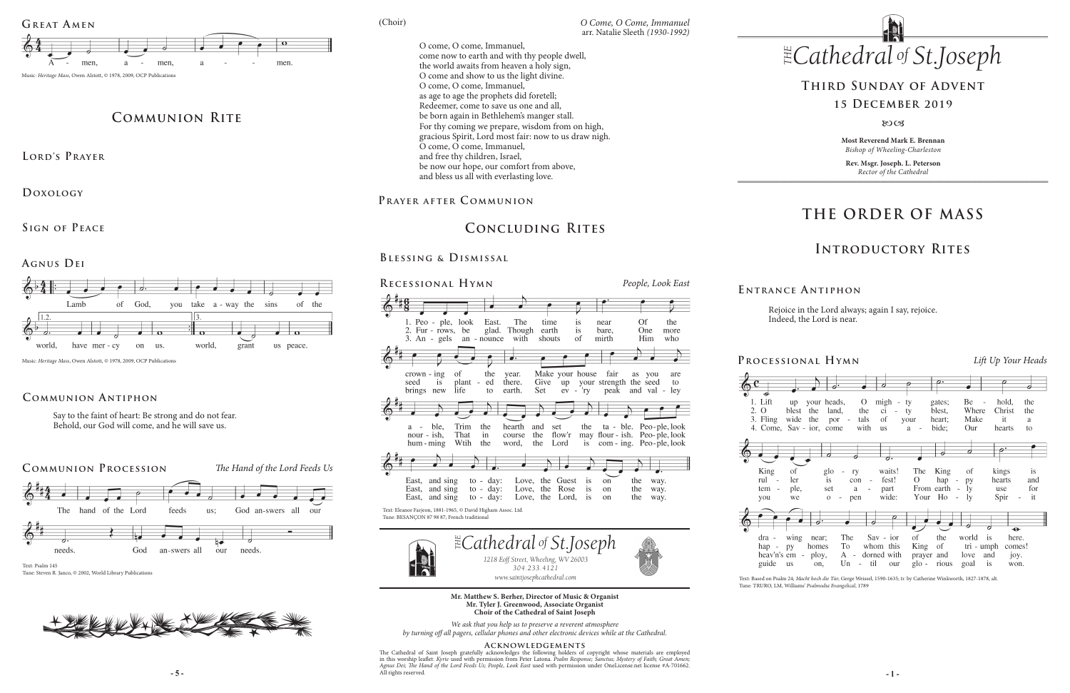## Great Amen

A - men, a - men, a - - - men.

Music: *Heritage Mass*, Owen Alstott, © 1978, 2009, OCP Publications

# Communion Rite

## Lord's Prayer

## Doxology

## Sign of Peace

## Agnus Dei

Lamb of God, you take a - way the sins of the world, have mer - cy on us. world, grant us peace.

Music: *Heritage Mass*, Owen Alstott, © 1978, 2009, OCP Publications

## Communion Antiphon

Say to the faint of heart: Be strong and do not fear.
Behold, our God will come, and he will save us.

## Communion Procession

*The Hand of the Lord Feeds Us*

The hand of the Lord feeds us; God an-swers all our needs. God an-swers all our needs.

Text: Psalm 145
Tune: Steven R. Janco, © 2002, World Library Publications

(Choir)

*O Come, O Come, Immanuel*
arr. Natalie Sleeth *(1930-1992)*

O come, O come, Immanuel,
come now to earth and with thy people dwell,
the world awaits from heaven a holy sign,
O come and show to us the light divine.
O come, O come, Immanuel,
as age to age the prophets did foretell;
Redeemer, come to save us one and all,
be born again in Bethlehem's manger stall.
For thy coming we prepare, wisdom from on high,
gracious Spirit, Lord most fair: now to us draw nigh.
O come, O come, Immanuel,
and free thy children, Israel,
be now our hope, our comfort from above,
and bless us all with everlasting love.

## Prayer after Communion

# Concluding Rites

## Blessing & Dismissal

## Recessional Hymn

*People, Look East*

1. Peo - ple, look East. The time is near Of the crown - ing of the year. Make your house fair as you are a - ble, Trim the hearth and set the ta - ble. Peo - ple, look East, and sing to - day: Love, the Guest is on the way.
2. Fur - rows, be glad. Though earth is bare, One more seed is plant - ed there. Give up your strength the seed to nour - ish, That in course the flow'r may flour - ish. Peo - ple, look East, and sing to - day: Love, the Rose is on the way.
3. An - gels an - nounce with shouts of mirth Him who brings new life to earth. Set ev - 'ry peak and val - ley hum - ming Wtih the word, the Lord is com - ing. Peo - ple, look East, and sing to - day: Love, the Lord, is on the way.

Text: Eleanor Farjeon, 1881-1965, © David Higham Assoc. Ltd.
Tune: BESANÇON 87 98 87; French traditional

*The Cathedral of St.Joseph*
*1218 Eoff Street, Wheeling, WV 26003*
*304.233.4121*
*www.saintjosephcathedral.com*

**Mr. Matthew S. Berher, Director of Music & Organist**
**Mr. Tyler J. Greenwood, Associate Organist**
**Choir of the Cathedral of Saint Joseph**

*We ask that you help us to preserve a reverent atmosphere by turning off all pagers, cellular phones and other electronic devices while at the Cathedral.*

**Acknowledgements**

The Cathedral of Saint Joseph gratefully acknowledges the following holders of copyright whose materials are employed in this worship leaflet: *Kyrie* used with permission from Peter Latona. *Psalm Response; Sanctus; Mystery of Faith; Great Amen; Agnus Dei; The Hand of the Lord Feeds Us; People, Look East* used with permission under OneLicense.net license #A-701662. All rights reserved.

# The Cathedral of St.Joseph

## Third Sunday of Advent
## 15 December 2019

**Most Reverend Mark E. Brennan**
*Bishop of Wheeling-Charleston*

**Rev. Msgr. Joseph. L. Peterson**
*Rector of the Cathedral*

# The Order of Mass

# Introductory Rites

## Entrance Antiphon

Rejoice in the Lord always; again I say, rejoice.
Indeed, the Lord is near.

## Processional Hymn

*Lift Up Your Heads*

1. Lift up your heads, O migh - ty gates; Be - hold, the King of glo - ry waits! The King of kings is dra - wing near; The Sav - ior of the world is here.
2. O blest the land, the ci - ty blest, Where Christ the rul - ler is con - fest! O hap - py hearts and hap - py homes To whom this King of tri - umph comes!
3. Fling wide the por - tals of your heart; Make it a tem - ple, set a - part From earth - ly use for heav'n's em - ploy, A - dorned with prayer and love and joy.
4. Come, Sav - ior, come with us a - bide; Our hearts to you we o - pen wide: Your Ho - ly Spir - it guide us on, Un - til our glo - rious goal is won.

Text: Based on Psalm 24; *Macht hoch die Tür*; Gerge Weissel, 1590-1635; tr. by Catherine Winkworth, 1827-1878, alt.
Tune: TRURO, LM, Williams' *Psalmodia Evangelical*, 1789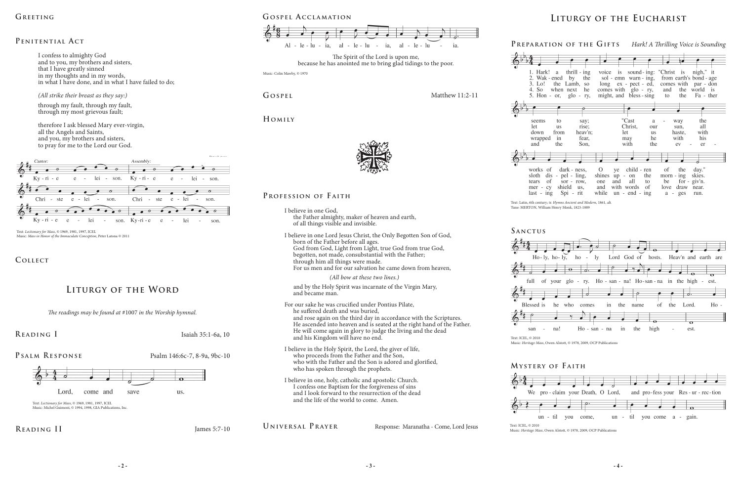## Greeting

## Penitential Act

I confess to almighty God
and to you, my brothers and sisters,
that I have greatly sinned
in my thoughts and in my words,
in what I have done, and in what I have failed to do;

*(All strike their breast as they say:)*

through my fault, through my fault,
through my most grievous fault;

therefore I ask blessed Mary ever-virgin,
all the Angels and Saints,
and you, my brothers and sisters,
to pray for me to the Lord our God.

Cantor: Ky - ri - e e - lei - son. Assembly: Ky - ri - e e - lei - son.
Chri - ste e - lei - son. Chri - ste e - lei - son.
Ky - ri - e e - lei - son. Ky - ri - e e - lei - son.

Text: *Lectionary for Mass*, © 1969, 1981, 1997, ICEL
Music: *Mass in Honor of the Immaculate Conception*, Peter Latona © 2011

## Collect

# Liturgy of the Word

*The readings may be found at #1007 in the Worship hymnal.*

## Reading I

Isaiah 35:1-6a, 10

## Psalm Response

Psalm 146:6c-7, 8-9a, 9bc-10

Lord, come and save us.

Text: *Lectionary for Mass*, © 1969, 1981, 1997, ICEL
Music: Michel Guimont, © 1994, 1998, GIA Publications, Inc.

## Reading II

James 5:7-10

## Gospel Acclamation

Al - le - lu - ia, al - le - lu - ia, al - le - lu - ia.

The Spirit of the Lord is upon me,
because he has anointed me to bring glad tidings to the poor.

Music: Colin Mawby, © 1970

## Gospel

Matthew 11:2-11

## Homily

## Profession of Faith

I believe in one God,
the Father almighty, maker of heaven and earth,
of all things visible and invisible.

I believe in one Lord Jesus Christ, the Only Begotten Son of God,
born of the Father before all ages.
God from God, Light from Light, true God from true God,
begotten, not made, consubstantial with the Father;
through him all things were made.
For us men and for our salvation he came down from heaven,

*(All bow at these two lines.)*

and by the Holy Spirit was incarnate of the Virgin Mary,
and became man.

For our sake he was crucified under Pontius Pilate,
he suffered death and was buried,
and rose again on the third day in accordance with the Scriptures.
He ascended into heaven and is seated at the right hand of the Father.
He will come again in glory to judge the living and the dead
and his Kingdom will have no end.

I believe in the Holy Spirit, the Lord, the giver of life,
who proceeds from the Father and the Son,
who with the Father and the Son is adored and glorified,
who has spoken through the prophets.

I believe in one, holy, catholic and apostolic Church.
I confess one Baptism for the forgiveness of sins
and I look forward to the resurrection of the dead
and the life of the world to come. Amen.

## Universal Prayer

Response: Maranatha - Come, Lord Jesus

# Liturgy of the Eucharist

## Preparation of the Gifts

*Hark! A Thrilling Voice is Sounding*

1. Hark! a thrilling voice is sounding: "Christ is nigh," it seems to say; "Cast away the works of darkness, O ye children of the day."
2. Wakened by the solemn warning, from earth's bondage let us rise; Christ, our sun, all sloth dispelling, shines upon the morning skies.
3. Lo! the Lamb, so long expected, comes with pardon down from heav'n; let us haste, with tears of sorrow, one and all to be forgiv'n.
4. So when next he comes with glory, and the world is wrapped in fear, may he with his mercy shield us, and with words of love draw near.
5. Honor, glory, might, and blessing to the Father and the Son, with the everlasting Spirit while unending ages run.

Text: Latin, 6th century; tr. *Hymns Ancient and Modern*, 1861, alt.
Tune: MERTON, William Henry Monk, 1823-1889

## Sanctus

Holy, holy, holy Lord God of hosts. Heav'n and earth are full of your glory. Hosanna! Hosanna in the highest. Blessed is he who comes in the name of the Lord. Hosanna! Hosanna in the highest.

Text: ICEL, © 2010
Music: *Heritage Mass*, Owen Alstott, © 1978, 2009, OCP Publications

## Mystery of Faith

We proclaim your Death, O Lord, and profess your Resurrection until you come, until you come again.

Text: ICEL, © 2010
Music: *Heritage Mass*, Owen Alstott, © 1978, 2009, OCP Publications